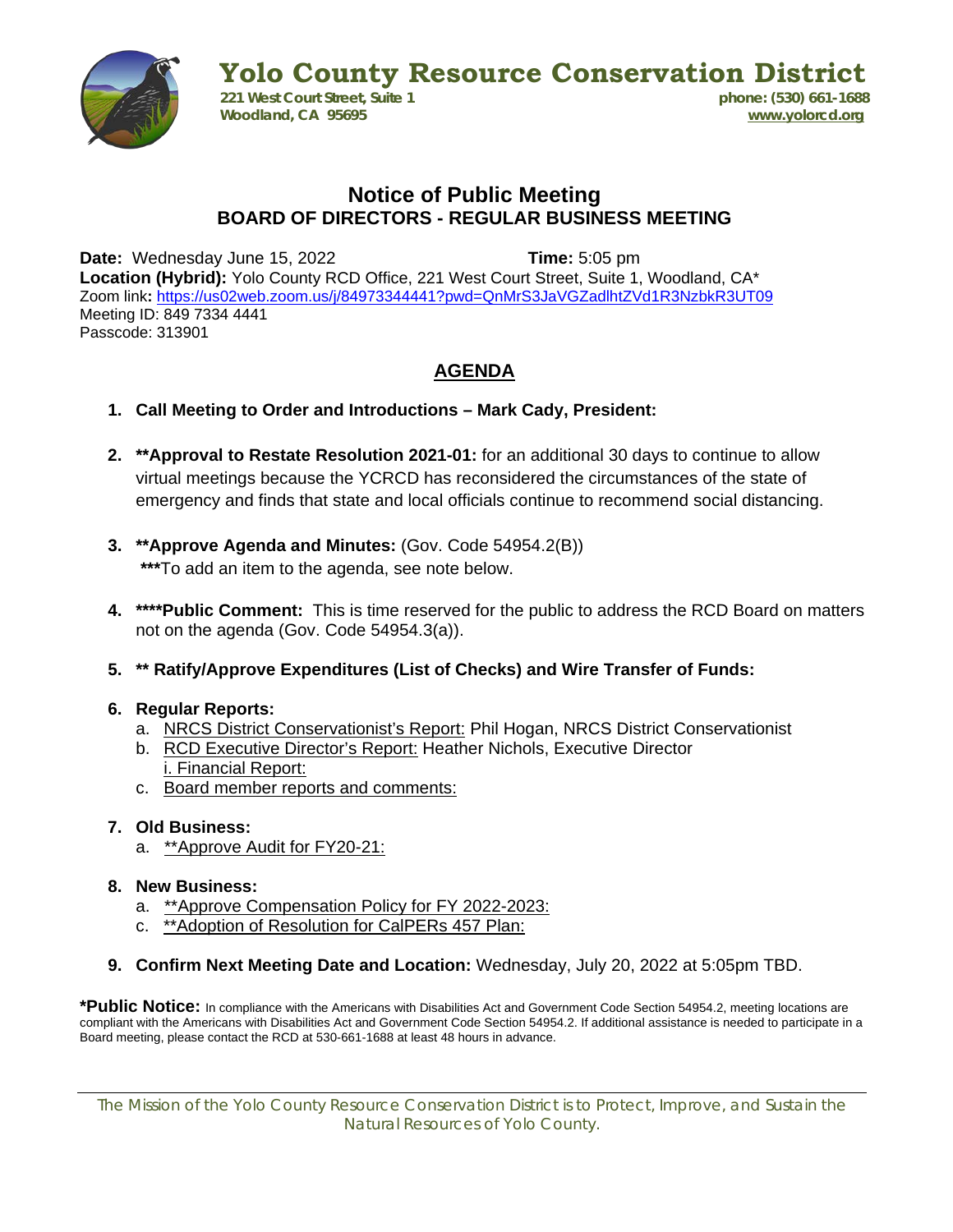# Yolo County Resource Conservation District

**221 West Court Street, Suite 1**
**Woodland, CA 95695**

**phone: (530) 661-1688**
**www.yolorcd.org**

## Notice of Public Meeting

### BOARD OF DIRECTORS - REGULAR BUSINESS MEETING

**Date:** Wednesday June 15, 2022 **Time:** 5:05 pm
**Location (Hybrid):** Yolo County RCD Office, 221 West Court Street, Suite 1, Woodland, CA*
Zoom link**:** https://us02web.zoom.us/j/84973344441?pwd=QnMrS3JaVGZadlhtZVd1R3NzbkR3UT09
Meeting ID: 849 7334 4441
Passcode: 313901

## AGENDA

1. **Call Meeting to Order and Introductions – Mark Cady, President:**

2. **\*\*Approval to Restate Resolution 2021-01:** for an additional 30 days to continue to allow virtual meetings because the YCRCD has reconsidered the circumstances of the state of emergency and finds that state and local officials continue to recommend social distancing.

3. **\*\*Approve Agenda and Minutes:** (Gov. Code 54954.2(B))
   **\*\*\***To add an item to the agenda, see note below.

4. **\*\*\*\*Public Comment:** This is time reserved for the public to address the RCD Board on matters not on the agenda (Gov. Code 54954.3(a)).

5. **\*\* Ratify/Approve Expenditures (List of Checks) and Wire Transfer of Funds:**

6. **Regular Reports:**
   a. NRCS District Conservationist's Report: Phil Hogan, NRCS District Conservationist
   b. RCD Executive Director's Report: Heather Nichols, Executive Director
      i. Financial Report:
   c. Board member reports and comments:

7. **Old Business:**
   a. \*\*Approve Audit for FY20-21:

8. **New Business:**
   a. \*\*Approve Compensation Policy for FY 2022-2023:
   c. \*\*Adoption of Resolution for CalPERs 457 Plan:

9. **Confirm Next Meeting Date and Location:** Wednesday, July 20, 2022 at 5:05pm TBD.

**\*Public Notice:** In compliance with the Americans with Disabilities Act and Government Code Section 54954.2, meeting locations are compliant with the Americans with Disabilities Act and Government Code Section 54954.2. If additional assistance is needed to participate in a Board meeting, please contact the RCD at 530-661-1688 at least 48 hours in advance.

---

*The Mission of the Yolo County Resource Conservation District is to Protect, Improve, and Sustain the Natural Resources of Yolo County.*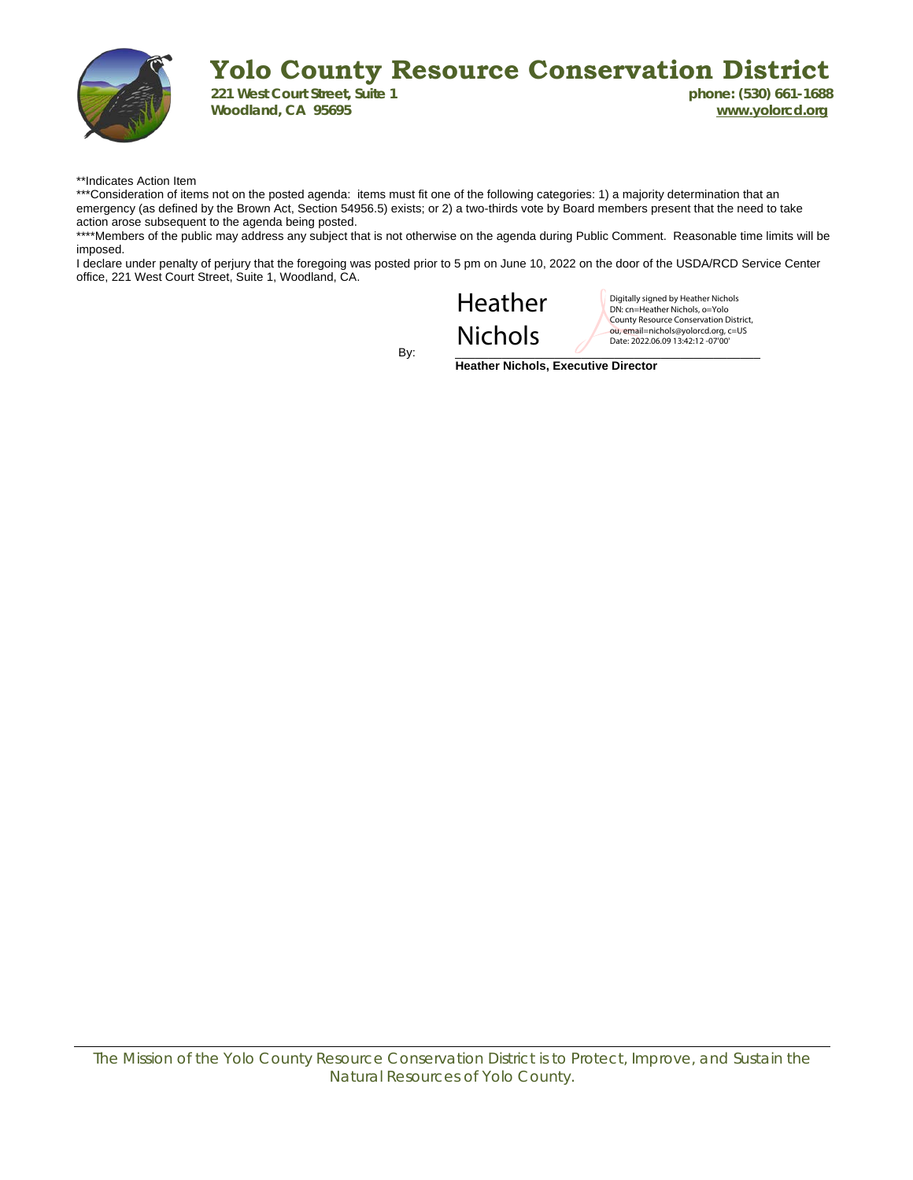# Yolo County Resource Conservation District

**221 West Court Street, Suite 1**
**Woodland, CA 95695**

**phone: (530) 661-1688**
**www.yolorcd.org**

**Indicates Action Item

***Consideration of items not on the posted agenda: items must fit one of the following categories: 1) a majority determination that an emergency (as defined by the Brown Act, Section 54956.5) exists; or 2) a two-thirds vote by Board members present that the need to take action arose subsequent to the agenda being posted.

****Members of the public may address any subject that is not otherwise on the agenda during Public Comment. Reasonable time limits will be imposed.

I declare under penalty of perjury that the foregoing was posted prior to 5 pm on June 10, 2022 on the door of the USDA/RCD Service Center office, 221 West Court Street, Suite 1, Woodland, CA.

By: Heather Nichols

Digitally signed by Heather Nichols
DN: cn=Heather Nichols, o=Yolo County Resource Conservation District, ou, email=nichols@yolorcd.org, c=US
Date: 2022.06.09 13:42:12 -07'00'

**Heather Nichols, Executive Director**

*The Mission of the Yolo County Resource Conservation District is to Protect, Improve, and Sustain the Natural Resources of Yolo County.*